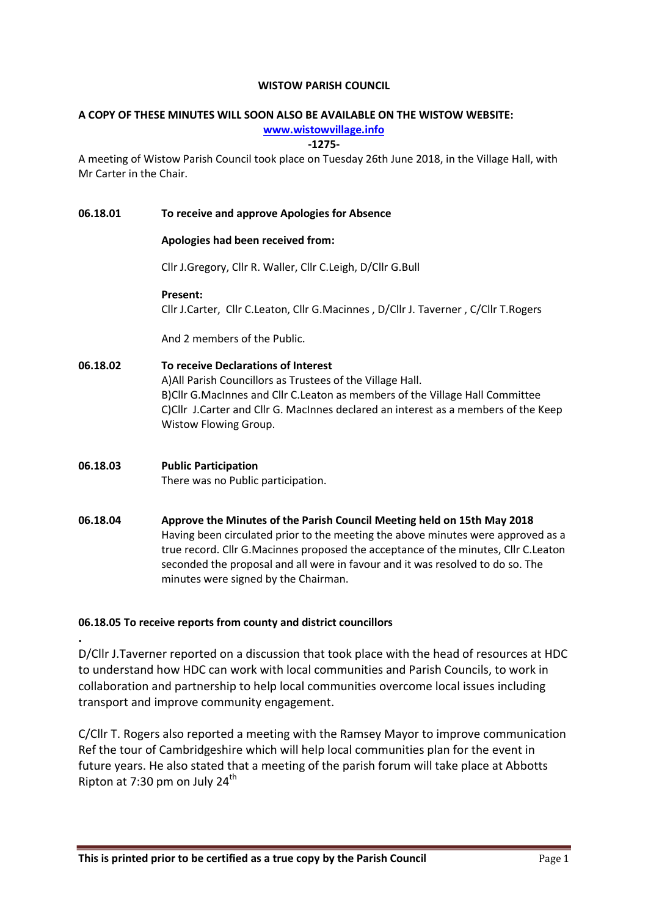**WISTOW PARISH COUNCIL**

**A COPY OF THESE MINUTES WILL SOON ALSO BE AVAILABLE ON THE WISTOW WEBSITE:**
**[www.wistowvillage.info](http://www.wistowvillage.info)**

**-1275-**

A meeting of Wistow Parish Council took place on Tuesday 26th June 2018, in the Village Hall, with Mr Carter in the Chair.

**06.18.01 To receive and approve Apologies for Absence**

**Apologies had been received from:**

Cllr J.Gregory, Cllr R. Waller, Cllr C.Leigh, D/Cllr G.Bull

**Present:**
Cllr J.Carter, Cllr C.Leaton, Cllr G.Macinnes , D/Cllr J. Taverner , C/Cllr T.Rogers

And 2 members of the Public.

**06.18.02 To receive Declarations of Interest**

A)All Parish Councillors as Trustees of the Village Hall.
B)Cllr G.MacInnes and Cllr C.Leaton as members of the Village Hall Committee
C)Cllr J.Carter and Cllr G. MacInnes declared an interest as a members of the Keep Wistow Flowing Group.

**06.18.03 Public Participation**

There was no Public participation.

**06.18.04 Approve the Minutes of the Parish Council Meeting held on 15th May 2018**

Having been circulated prior to the meeting the above minutes were approved as a true record. Cllr G.Macinnes proposed the acceptance of the minutes, Cllr C.Leaton seconded the proposal and all were in favour and it was resolved to do so. The minutes were signed by the Chairman.

**06.18.05 To receive reports from county and district councillors**

.

D/Cllr J.Taverner reported on a discussion that took place with the head of resources at HDC to understand how HDC can work with local communities and Parish Councils, to work in collaboration and partnership to help local communities overcome local issues including transport and improve community engagement.

C/Cllr T. Rogers also reported a meeting with the Ramsey Mayor to improve communication Ref the tour of Cambridgeshire which will help local communities plan for the event in future years. He also stated that a meeting of the parish forum will take place at Abbotts Ripton at 7:30 pm on July 24th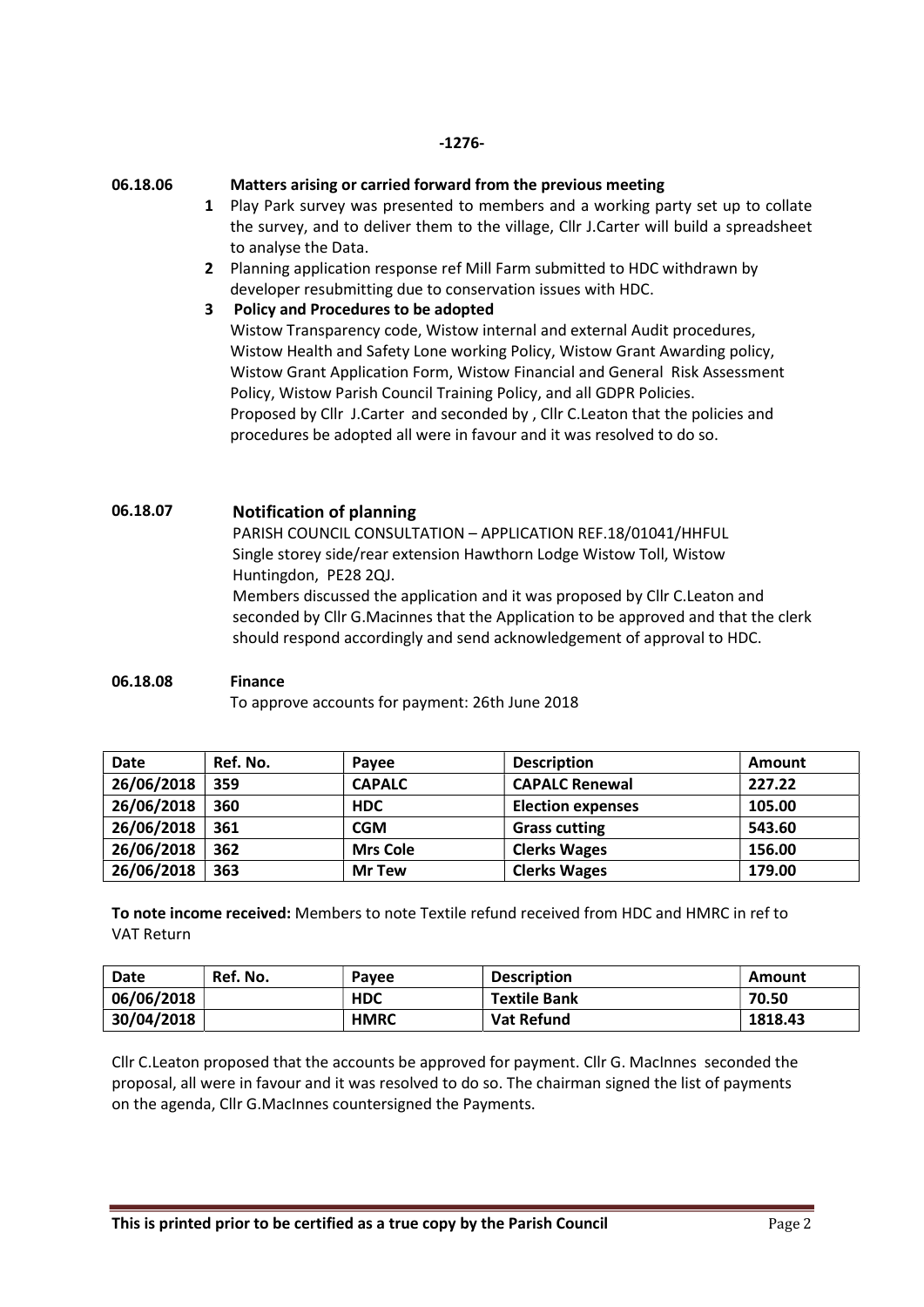-1276-

**06.18.06 Matters arising or carried forward from the previous meeting**

1. Play Park survey was presented to members and a working party set up to collate the survey, and to deliver them to the village, Cllr J.Carter will build a spreadsheet to analyse the Data.
2. Planning application response ref Mill Farm submitted to HDC withdrawn by developer resubmitting due to conservation issues with HDC.
3. **Policy and Procedures to be adopted**
   Wistow Transparency code, Wistow internal and external Audit procedures, Wistow Health and Safety Lone working Policy, Wistow Grant Awarding policy, Wistow Grant Application Form, Wistow Financial and General Risk Assessment Policy, Wistow Parish Council Training Policy, and all GDPR Policies.
   Proposed by Cllr J.Carter and seconded by , Cllr C.Leaton that the policies and procedures be adopted all were in favour and it was resolved to do so.

**06.18.07 Notification of planning**

PARISH COUNCIL CONSULTATION – APPLICATION REF.18/01041/HHFUL
Single storey side/rear extension Hawthorn Lodge Wistow Toll, Wistow Huntingdon, PE28 2QJ.
Members discussed the application and it was proposed by Cllr C.Leaton and seconded by Cllr G.Macinnes that the Application to be approved and that the clerk should respond accordingly and send acknowledgement of approval to HDC.

**06.18.08 Finance**

To approve accounts for payment: 26th June 2018

| Date | Ref. No. | Payee | Description | Amount |
|---|---|---|---|---|
| 26/06/2018 | 359 | CAPALC | CAPALC Renewal | 227.22 |
| 26/06/2018 | 360 | HDC | Election expenses | 105.00 |
| 26/06/2018 | 361 | CGM | Grass cutting | 543.60 |
| 26/06/2018 | 362 | Mrs Cole | Clerks Wages | 156.00 |
| 26/06/2018 | 363 | Mr Tew | Clerks Wages | 179.00 |

**To note income received:** Members to note Textile refund received from HDC and HMRC in ref to VAT Return

| Date | Ref. No. | Payee | Description | Amount |
|---|---|---|---|---|
| 06/06/2018 | | HDC | Textile Bank | 70.50 |
| 30/04/2018 | | HMRC | Vat Refund | 1818.43 |

Cllr C.Leaton proposed that the accounts be approved for payment. Cllr G. MacInnes seconded the proposal, all were in favour and it was resolved to do so. The chairman signed the list of payments on the agenda, Cllr G.MacInnes countersigned the Payments.

**This is printed prior to be certified as a true copy by the Parish Council**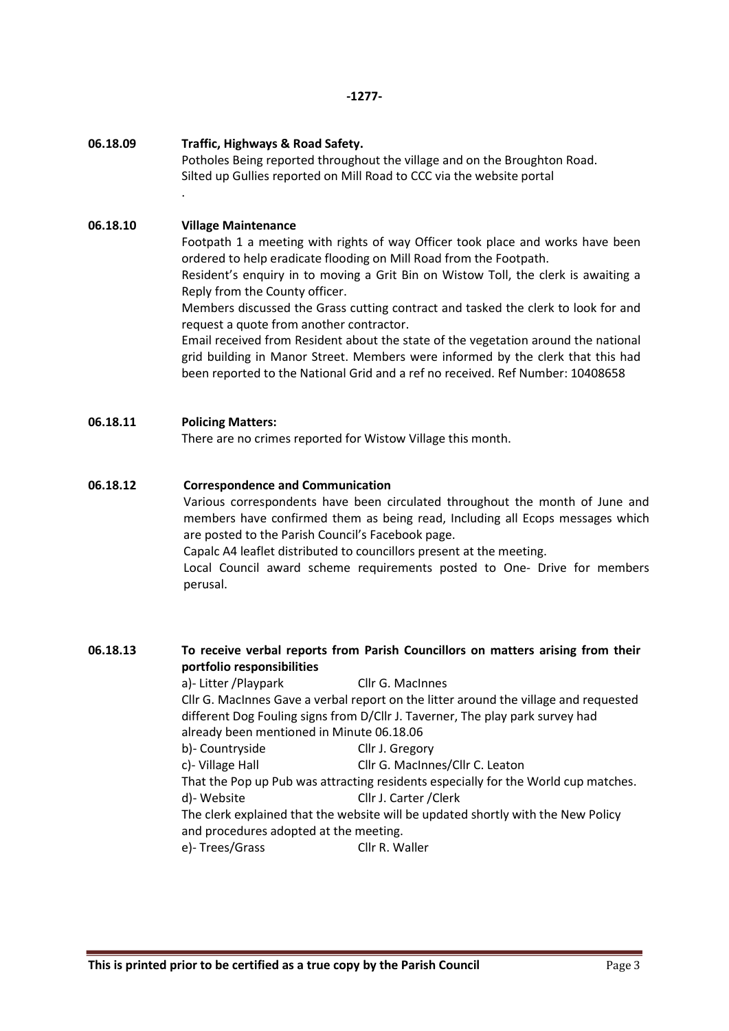**06.18.09 Traffic, Highways & Road Safety.**

Potholes Being reported throughout the village and on the Broughton Road.
Silted up Gullies reported on Mill Road to CCC via the website portal
.

**06.18.10 Village Maintenance**

Footpath 1 a meeting with rights of way Officer took place and works have been ordered to help eradicate flooding on Mill Road from the Footpath.
Resident's enquiry in to moving a Grit Bin on Wistow Toll, the clerk is awaiting a Reply from the County officer.
Members discussed the Grass cutting contract and tasked the clerk to look for and request a quote from another contractor.
Email received from Resident about the state of the vegetation around the national grid building in Manor Street. Members were informed by the clerk that this had been reported to the National Grid and a ref no received. Ref Number: 10408658

**06.18.11 Policing Matters:**

There are no crimes reported for Wistow Village this month.

**06.18.12 Correspondence and Communication**

Various correspondents have been circulated throughout the month of June and members have confirmed them as being read, Including all Ecops messages which are posted to the Parish Council's Facebook page.
Capalc A4 leaflet distributed to councillors present at the meeting.
Local Council award scheme requirements posted to One- Drive for members perusal.

**06.18.13 To receive verbal reports from Parish Councillors on matters arising from their portfolio responsibilities**

a)- Litter /Playpark Cllr G. MacInnes
Cllr G. MacInnes Gave a verbal report on the litter around the village and requested different Dog Fouling signs from D/Cllr J. Taverner, The play park survey had already been mentioned in Minute 06.18.06
b)- Countryside Cllr J. Gregory
c)- Village Hall Cllr G. MacInnes/Cllr C. Leaton
That the Pop up Pub was attracting residents especially for the World cup matches.
d)- Website Cllr J. Carter /Clerk
The clerk explained that the website will be updated shortly with the New Policy and procedures adopted at the meeting.
e)- Trees/Grass Cllr R. Waller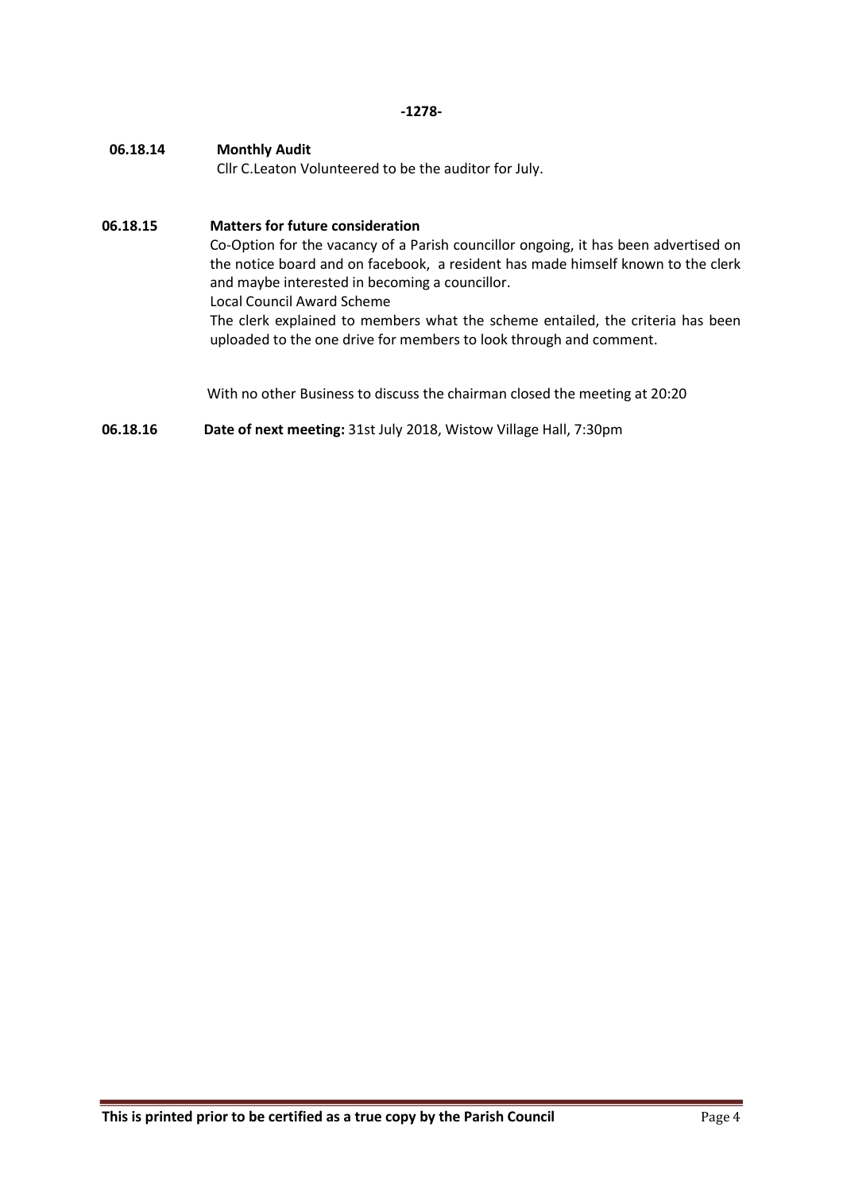-1278-

**06.18.14 Monthly Audit**

Cllr C.Leaton Volunteered to be the auditor for July.

**06.18.15 Matters for future consideration**

Co-Option for the vacancy of a Parish councillor ongoing, it has been advertised on the notice board and on facebook, a resident has made himself known to the clerk and maybe interested in becoming a councillor.

Local Council Award Scheme

The clerk explained to members what the scheme entailed, the criteria has been uploaded to the one drive for members to look through and comment.

With no other Business to discuss the chairman closed the meeting at 20:20

**06.18.16 Date of next meeting:** 31st July 2018, Wistow Village Hall, 7:30pm

**This is printed prior to be certified as a true copy by the Parish Council**